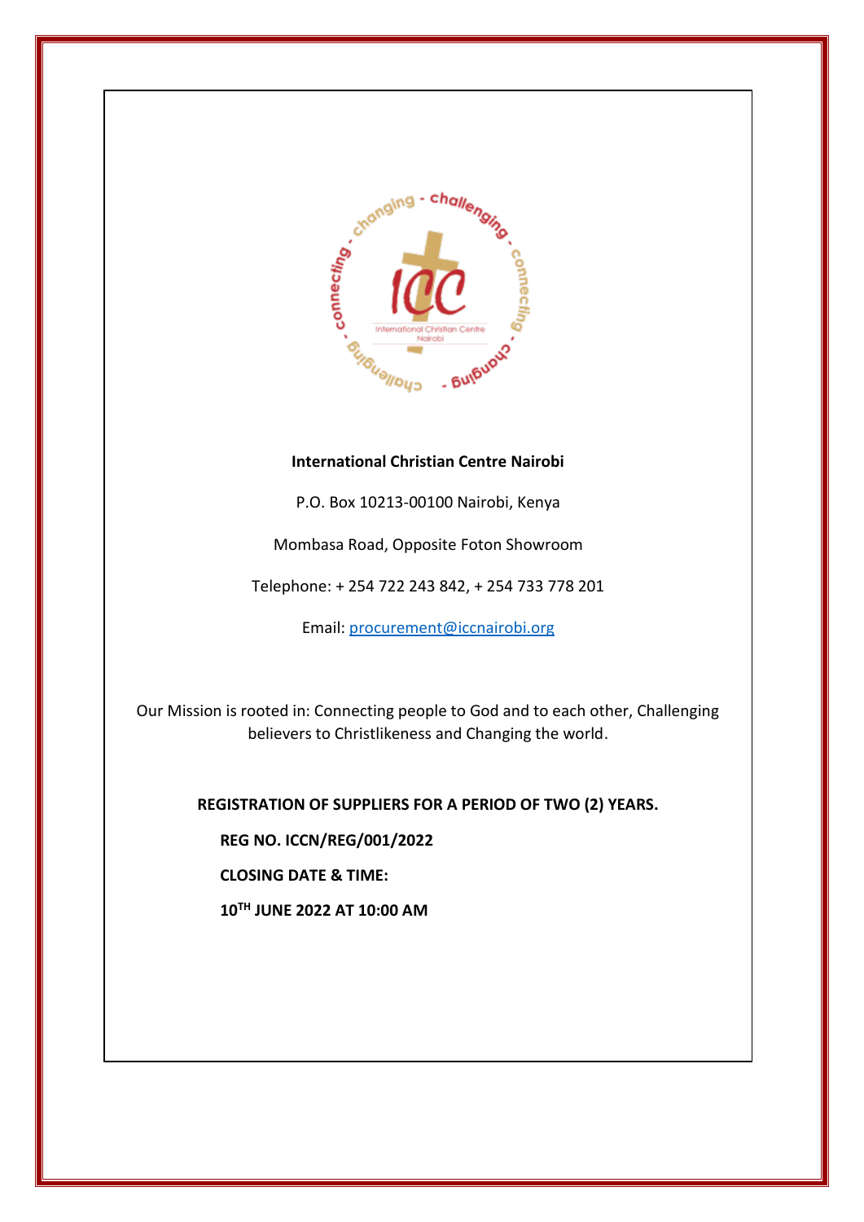**International Christian Centre Nairobi**

P.O. Box 10213-00100 Nairobi, Kenya

Mombasa Road, Opposite Foton Showroom

Telephone: + 254 722 243 842, + 254 733 778 201

Email: procurement@iccnairobi.org

Our Mission is rooted in: Connecting people to God and to each other, Challenging believers to Christlikeness and Changing the world.

**REGISTRATION OF SUPPLIERS FOR A PERIOD OF TWO (2) YEARS.**

**REG NO. ICCN/REG/001/2022**

**CLOSING DATE & TIME:**

**10TH JUNE 2022 AT 10:00 AM**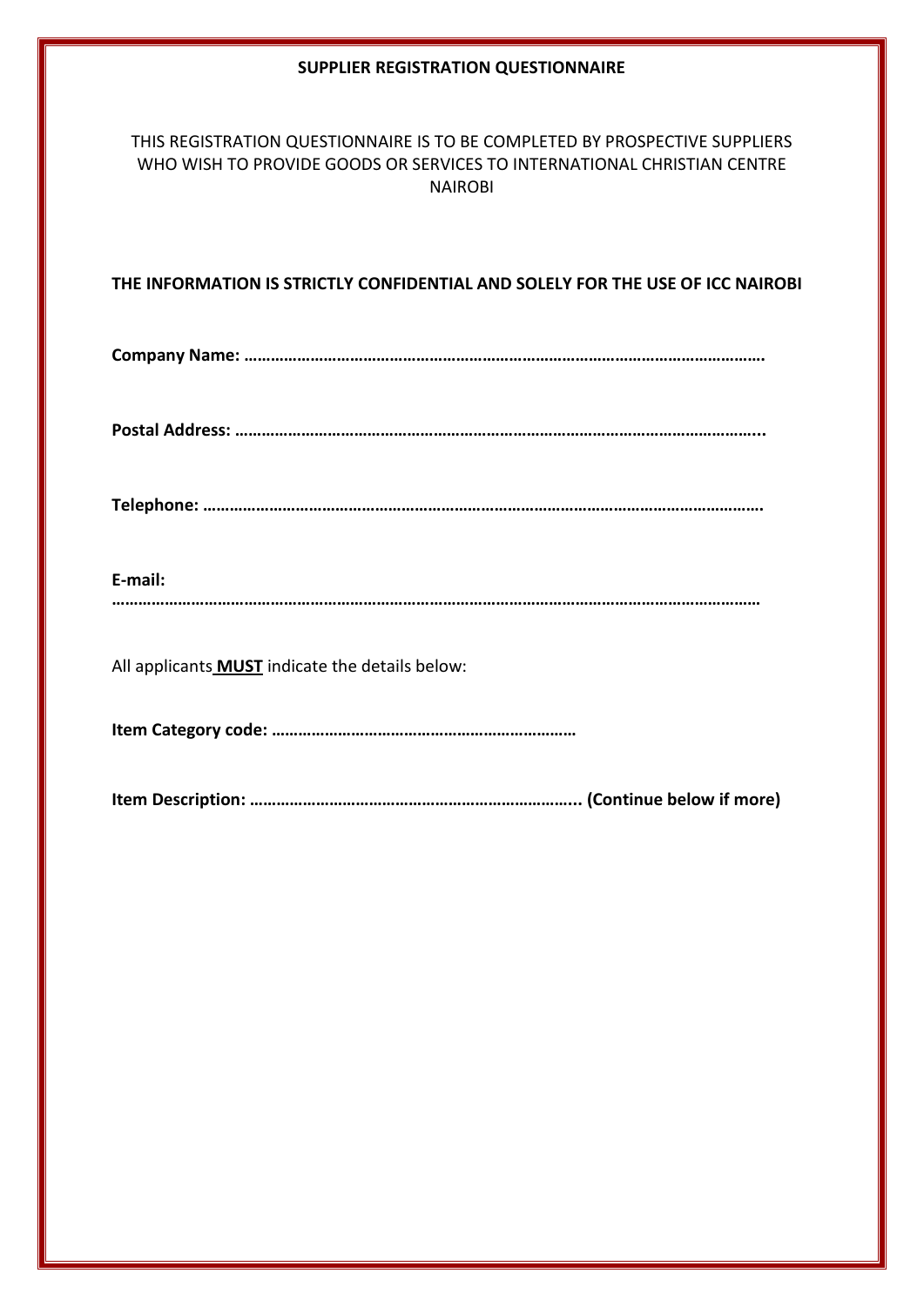**SUPPLIER REGISTRATION QUESTIONNAIRE**

THIS REGISTRATION QUESTIONNAIRE IS TO BE COMPLETED BY PROSPECTIVE SUPPLIERS WHO WISH TO PROVIDE GOODS OR SERVICES TO INTERNATIONAL CHRISTIAN CENTRE NAIROBI

**THE INFORMATION IS STRICTLY CONFIDENTIAL AND SOLELY FOR THE USE OF ICC NAIROBI**

**Company Name: ……………………………………………………………………………………………………….**

**Postal Address: …………………………………………………………………………………………………………..**

**Telephone: ……………………………………………………………………………………………………………….**

**E-mail:**
**…………………………………………………………………………………………………………………………………**

All applicants **MUST** indicate the details below:

**Item Category code: ……………………………………………………………**

**Item Description: ………………………………………………………………... (Continue below if more)**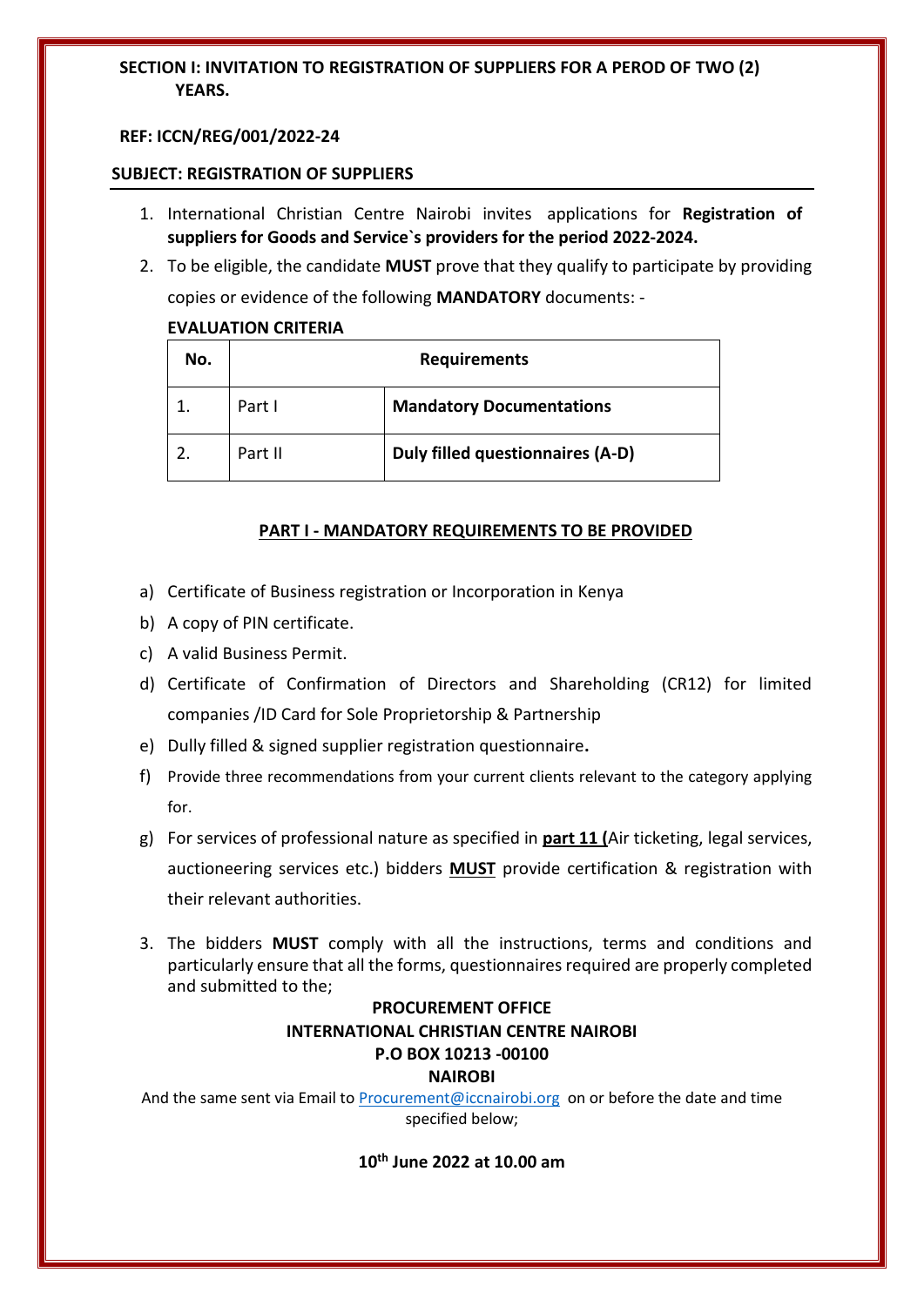**SECTION I: INVITATION TO REGISTRATION OF SUPPLIERS FOR A PEROD OF TWO (2) YEARS.**

**REF: ICCN/REG/001/2022-24**

**SUBJECT: REGISTRATION OF SUPPLIERS**

1. International Christian Centre Nairobi invites applications for **Registration of suppliers for Goods and Service`s providers for the period 2022-2024.**
2. To be eligible, the candidate **MUST** prove that they qualify to participate by providing copies or evidence of the following **MANDATORY** documents: -

**EVALUATION CRITERIA**

| No. | Requirements | |
|---|---|---|
| 1. | Part I | **Mandatory Documentations** |
| 2. | Part II | **Duly filled questionnaires (A-D)** |

**PART I - MANDATORY REQUIREMENTS TO BE PROVIDED**

a) Certificate of Business registration or Incorporation in Kenya
b) A copy of PIN certificate.
c) A valid Business Permit.
d) Certificate of Confirmation of Directors and Shareholding (CR12) for limited companies /ID Card for Sole Proprietorship & Partnership
e) Dully filled & signed supplier registration questionnaire**.**
f) Provide three recommendations from your current clients relevant to the category applying for.
g) For services of professional nature as specified in **part 11 (**Air ticketing, legal services, auctioneering services etc.) bidders **MUST** provide certification & registration with their relevant authorities.

3. The bidders **MUST** comply with all the instructions, terms and conditions and particularly ensure that all the forms, questionnaires required are properly completed and submitted to the;

**PROCUREMENT OFFICE**
**INTERNATIONAL CHRISTIAN CENTRE NAIROBI**
**P.O BOX 10213 -00100**
**NAIROBI**

And the same sent via Email to Procurement@iccnairobi.org on or before the date and time specified below;

**10th June 2022 at 10.00 am**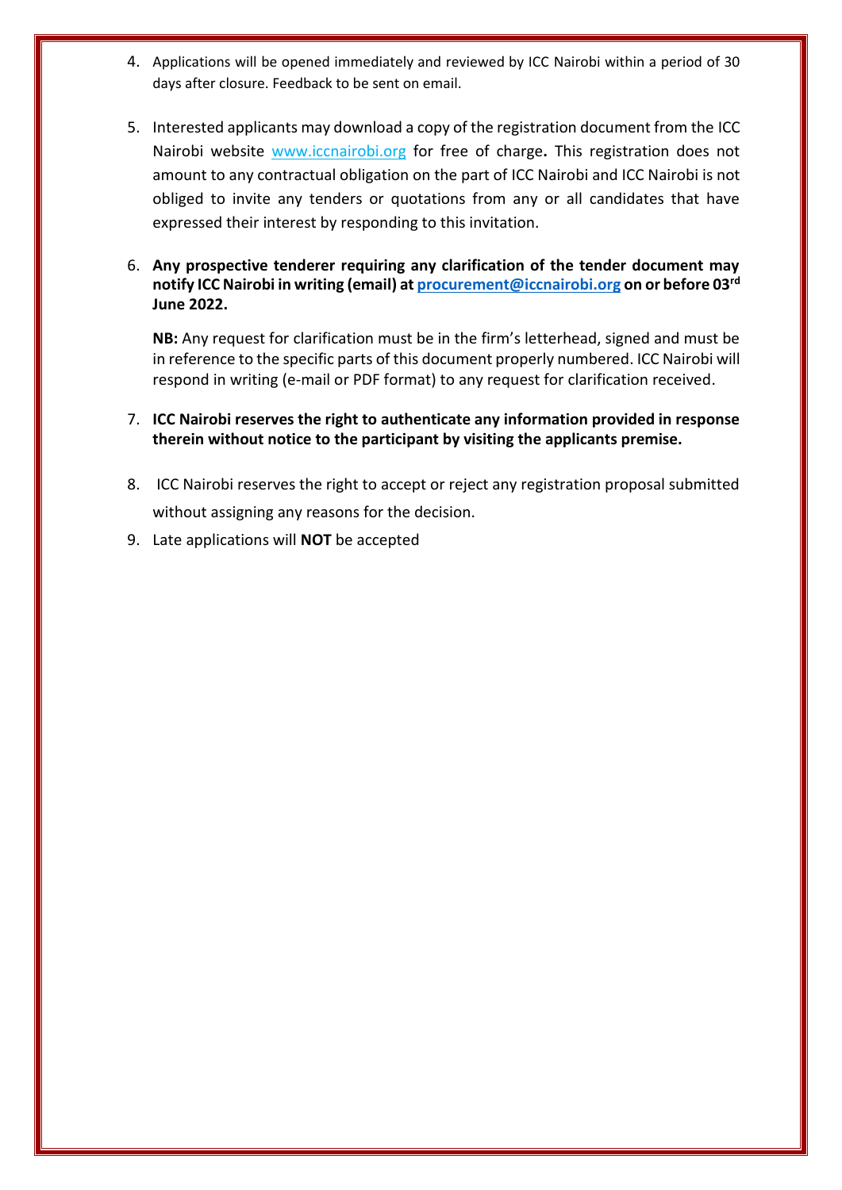4. Applications will be opened immediately and reviewed by ICC Nairobi within a period of 30 days after closure. Feedback to be sent on email.

5. Interested applicants may download a copy of the registration document from the ICC Nairobi website www.iccnairobi.org for free of charge**.** This registration does not amount to any contractual obligation on the part of ICC Nairobi and ICC Nairobi is not obliged to invite any tenders or quotations from any or all candidates that have expressed their interest by responding to this invitation.

6. **Any prospective tenderer requiring any clarification of the tender document may notify ICC Nairobi in writing (email) at procurement@iccnairobi.org on or before 03rd June 2022.**

   **NB:** Any request for clarification must be in the firm's letterhead, signed and must be in reference to the specific parts of this document properly numbered. ICC Nairobi will respond in writing (e-mail or PDF format) to any request for clarification received.

7. **ICC Nairobi reserves the right to authenticate any information provided in response therein without notice to the participant by visiting the applicants premise.**

8. ICC Nairobi reserves the right to accept or reject any registration proposal submitted without assigning any reasons for the decision.

9. Late applications will **NOT** be accepted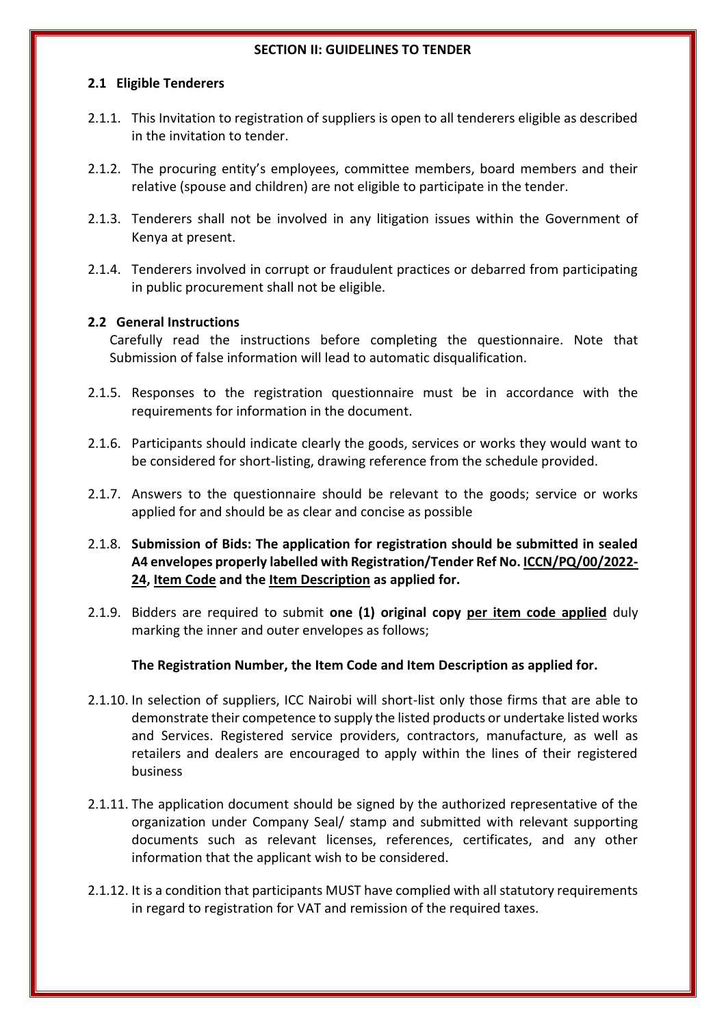**SECTION II: GUIDELINES TO TENDER**

## 2.1 Eligible Tenderers

2.1.1. This Invitation to registration of suppliers is open to all tenderers eligible as described in the invitation to tender.

2.1.2. The procuring entity's employees, committee members, board members and their relative (spouse and children) are not eligible to participate in the tender.

2.1.3. Tenderers shall not be involved in any litigation issues within the Government of Kenya at present.

2.1.4. Tenderers involved in corrupt or fraudulent practices or debarred from participating in public procurement shall not be eligible.

## 2.2 General Instructions

Carefully read the instructions before completing the questionnaire. Note that Submission of false information will lead to automatic disqualification.

2.1.5. Responses to the registration questionnaire must be in accordance with the requirements for information in the document.

2.1.6. Participants should indicate clearly the goods, services or works they would want to be considered for short-listing, drawing reference from the schedule provided.

2.1.7. Answers to the questionnaire should be relevant to the goods; service or works applied for and should be as clear and concise as possible

2.1.8. **Submission of Bids: The application for registration should be submitted in sealed A4 envelopes properly labelled with Registration/Tender Ref No. <u>ICCN/PQ/00/2022-24</u>, <u>Item Code</u> and the <u>Item Description</u> as applied for.**

2.1.9. Bidders are required to submit **one (1) original copy <u>per item code applied</u>** duly marking the inner and outer envelopes as follows;

**The Registration Number, the Item Code and Item Description as applied for.**

2.1.10. In selection of suppliers, ICC Nairobi will short-list only those firms that are able to demonstrate their competence to supply the listed products or undertake listed works and Services. Registered service providers, contractors, manufacture, as well as retailers and dealers are encouraged to apply within the lines of their registered business

2.1.11. The application document should be signed by the authorized representative of the organization under Company Seal/ stamp and submitted with relevant supporting documents such as relevant licenses, references, certificates, and any other information that the applicant wish to be considered.

2.1.12. It is a condition that participants MUST have complied with all statutory requirements in regard to registration for VAT and remission of the required taxes.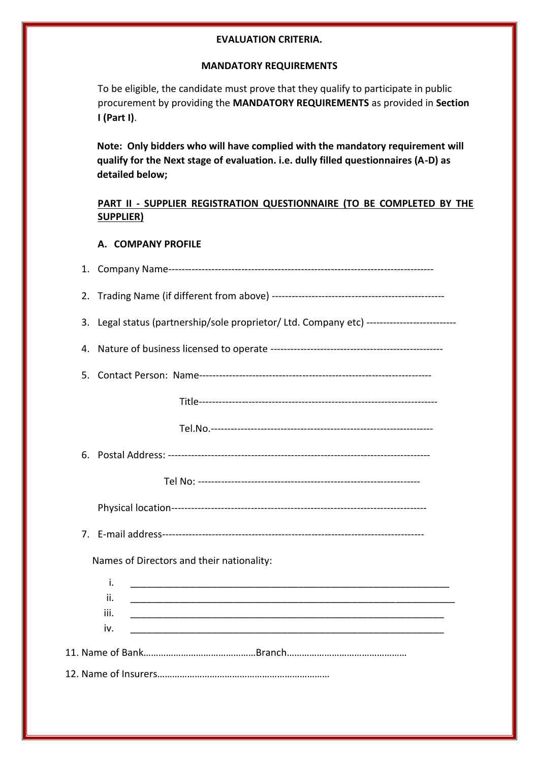**EVALUATION CRITERIA.**

**MANDATORY REQUIREMENTS**

To be eligible, the candidate must prove that they qualify to participate in public procurement by providing the **MANDATORY REQUIREMENTS** as provided in **Section I (Part I)**.

**Note: Only bidders who will have complied with the mandatory requirement will qualify for the Next stage of evaluation. i.e. dully filled questionnaires (A-D) as detailed below;**

**PART II - SUPPLIER REGISTRATION QUESTIONNAIRE (TO BE COMPLETED BY THE SUPPLIER)**

**A. COMPANY PROFILE**

1. Company Name--------------------------------------------------------------------------------
2. Trading Name (if different from above) ---------------------------------------------------
3. Legal status (partnership/sole proprietor/ Ltd. Company etc) --------------------------
4. Nature of business licensed to operate ---------------------------------------------------
5. Contact Person: Name---------------------------------------------------------------------

   Title-----------------------------------------------------------------------

   Tel.No.------------------------------------------------------------------
6. Postal Address: -----------------------------------------------------------------------------

   Tel No: ------------------------------------------------------------------

   Physical location---------------------------------------------------------------------------
7. E-mail address-----------------------------------------------------------------------------

Names of Directors and their nationality:

i. ________________________________________________________________
ii. ________________________________________________________________
iii. ________________________________________________________________
iv. ________________________________________________________________

11. Name of Bank………………………………………Branch…………………………………………

12. Name of Insurers……………………………………………………………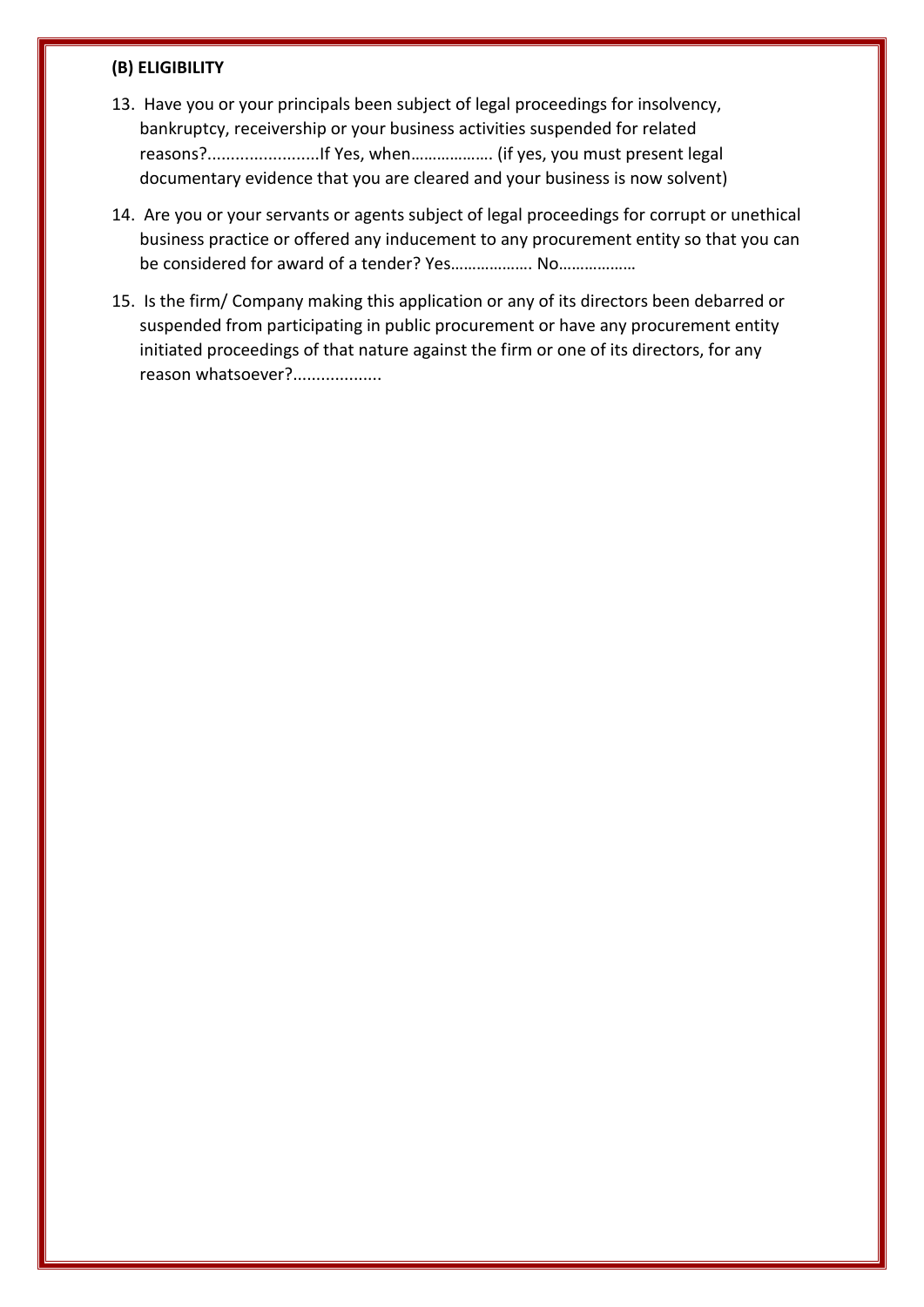**(B) ELIGIBILITY**

13. Have you or your principals been subject of legal proceedings for insolvency, bankruptcy, receivership or your business activities suspended for related reasons?........................If Yes, when………………. (if yes, you must present legal documentary evidence that you are cleared and your business is now solvent)

14. Are you or your servants or agents subject of legal proceedings for corrupt or unethical business practice or offered any inducement to any procurement entity so that you can be considered for award of a tender? Yes………………. No………………

15. Is the firm/ Company making this application or any of its directors been debarred or suspended from participating in public procurement or have any procurement entity initiated proceedings of that nature against the firm or one of its directors, for any reason whatsoever?...................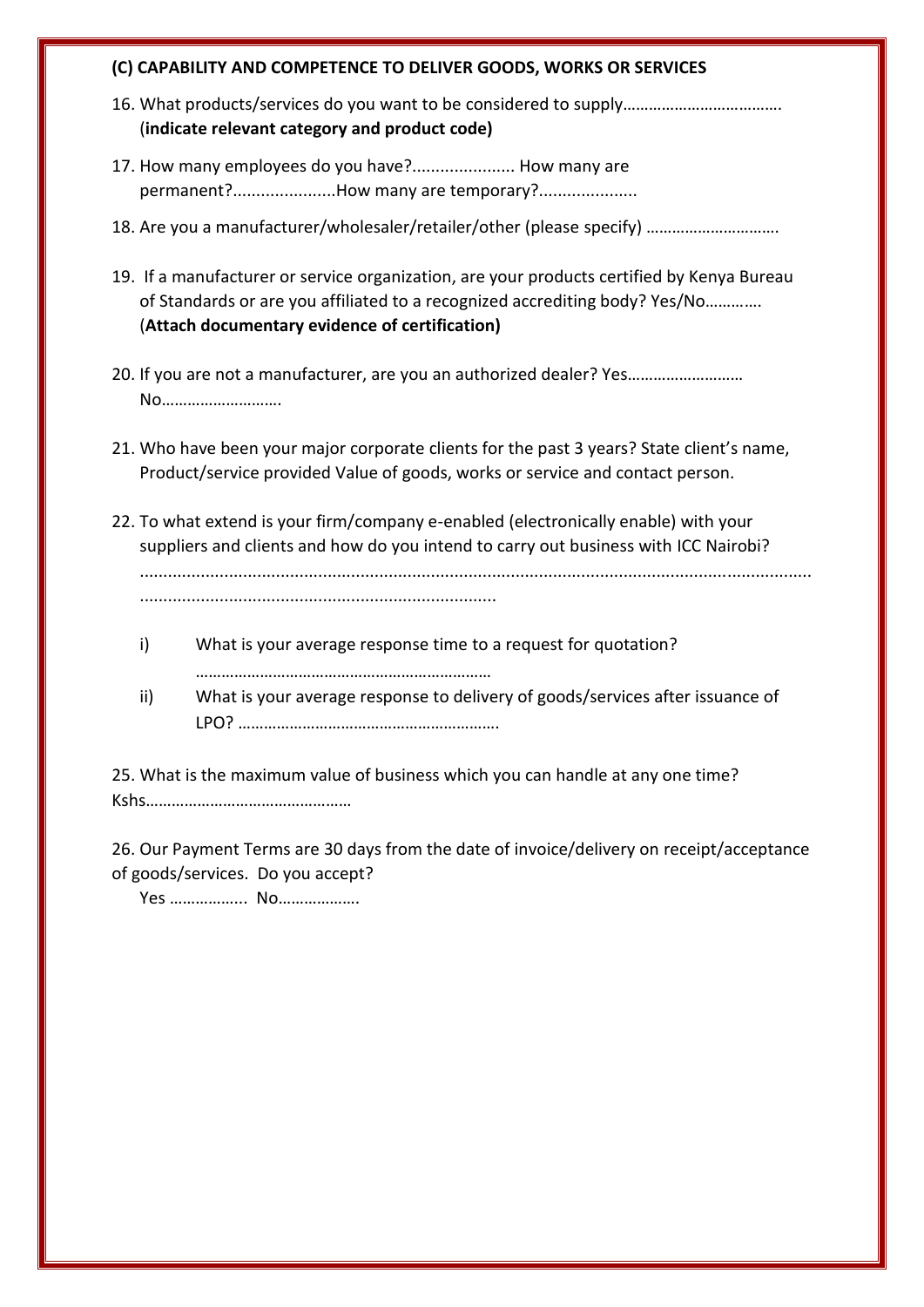**(C) CAPABILITY AND COMPETENCE TO DELIVER GOODS, WORKS OR SERVICES**

16. What products/services do you want to be considered to supply………………………………. (**indicate relevant category and product code)**

17. How many employees do you have?...................... How many are permanent?......................How many are temporary?.....................

18. Are you a manufacturer/wholesaler/retailer/other (please specify) ………………………….

19. If a manufacturer or service organization, are your products certified by Kenya Bureau of Standards or are you affiliated to a recognized accrediting body? Yes/No…………. (**Attach documentary evidence of certification)**

20. If you are not a manufacturer, are you an authorized dealer? Yes……………………… No……………………….

21. Who have been your major corporate clients for the past 3 years? State client's name, Product/service provided Value of goods, works or service and contact person.

22. To what extend is your firm/company e-enabled (electronically enable) with your suppliers and clients and how do you intend to carry out business with ICC Nairobi? ............................................................................................................................................ ...........................................................................

    i) What is your average response time to a request for quotation? ……………………………………………………………

    ii) What is your average response to delivery of goods/services after issuance of LPO? …………………………………………………….

25. What is the maximum value of business which you can handle at any one time? Kshs…………………………………………

26. Our Payment Terms are 30 days from the date of invoice/delivery on receipt/acceptance of goods/services. Do you accept?

    Yes …………….. No……………….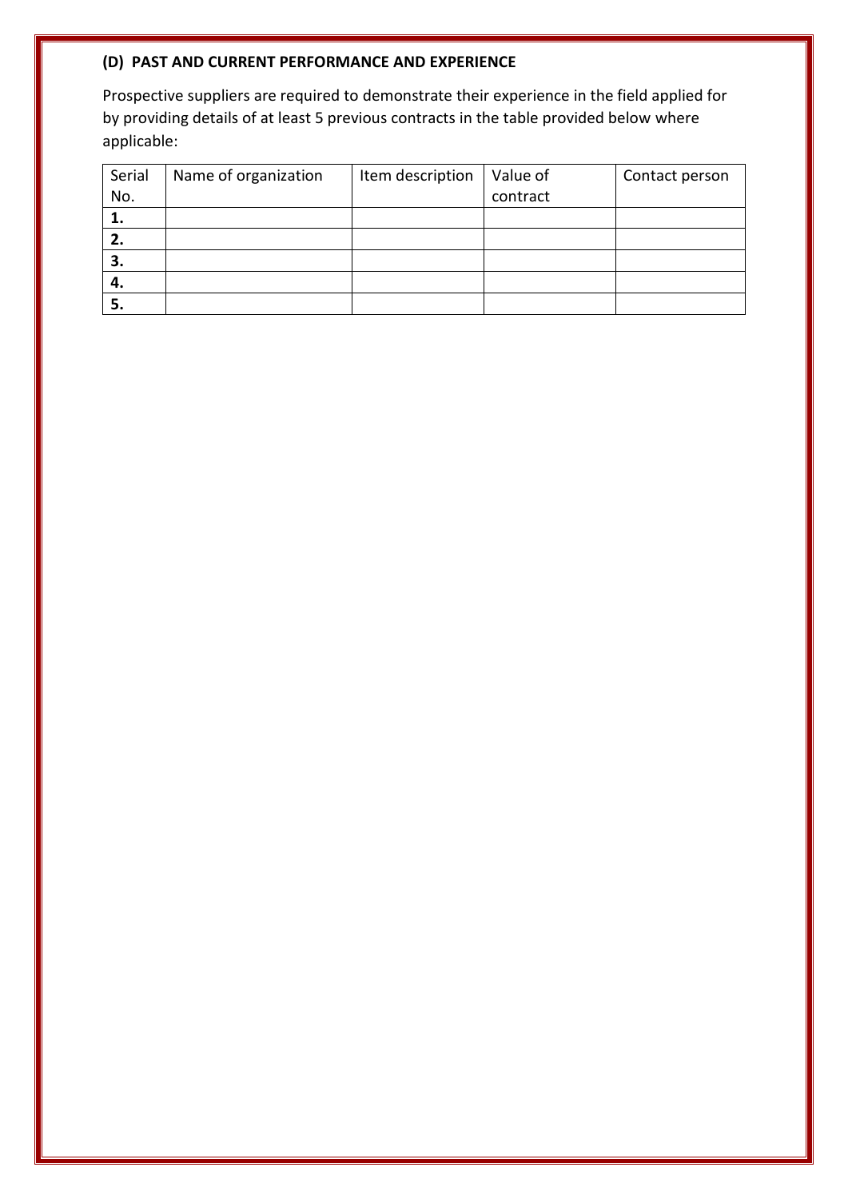**(D) PAST AND CURRENT PERFORMANCE AND EXPERIENCE**

Prospective suppliers are required to demonstrate their experience in the field applied for by providing details of at least 5 previous contracts in the table provided below where applicable:

| Serial No. | Name of organization | Item description | Value of contract | Contact person |
|---|---|---|---|---|
| **1.** | | | | |
| **2.** | | | | |
| **3.** | | | | |
| **4.** | | | | |
| **5.** | | | | |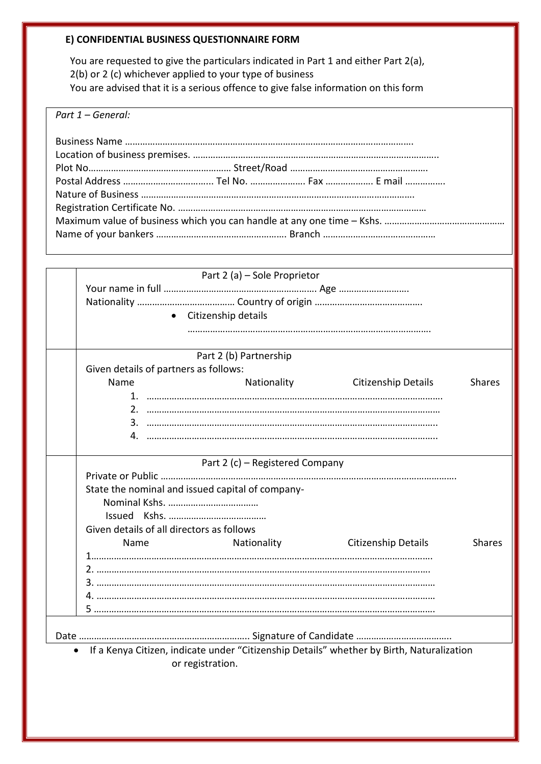**E) CONFIDENTIAL BUSINESS QUESTIONNAIRE FORM**

You are requested to give the particulars indicated in Part 1 and either Part 2(a), 2(b) or 2 (c) whichever applied to your type of business

You are advised that it is a serious offence to give false information on this form

*Part 1 – General:*

Business Name …………………………………………………………………………………………………….

Location of business premises. …………………………………………………………………………………….

Plot No………………………………………………… Street/Road ……………………………………………….

Postal Address ……………………………… Tel No. …………………. Fax ………………. E mail …………….

Nature of Business ……………………………………………………………………………………………….

Registration Certificate No. ………………………………………………………………………………………

Maximum value of business which you can handle at any one time – Kshs. ………………………………………

Name of your bankers ……………………………………………. Branch ………………………………………

Part 2 (a) – Sole Proprietor

Your name in full ……………………………………………………. Age ……………………….

Nationality ………………………………… Country of origin …………………………………….

- Citizenship details

  ………………………………………………………………………………………

Part 2 (b) Partnership

Given details of partners as follows:

| Name | Nationality | Citizenship Details | Shares |
|---|---|---|---|
| 1. …… | | | |
| 2. …… | | | |
| 3. …… | | | |
| 4. …… | | | |

Part 2 (c) – Registered Company

Private or Public …………………………………………………………………………………………………

State the nominal and issued capital of company-

Nominal Kshs. ………………………………

Issued Kshs. …………………………………

Given details of all directors as follows

| Name | Nationality | Citizenship Details | Shares |
|---|---|---|---|
| 1…… | | | |
| 2. …… | | | |
| 3. …… | | | |
| 4. …… | | | |
| 5 …… | | | |

Date …………………………………………………………. Signature of Candidate ……………………………….

- If a Kenya Citizen, indicate under "Citizenship Details" whether by Birth, Naturalization or registration.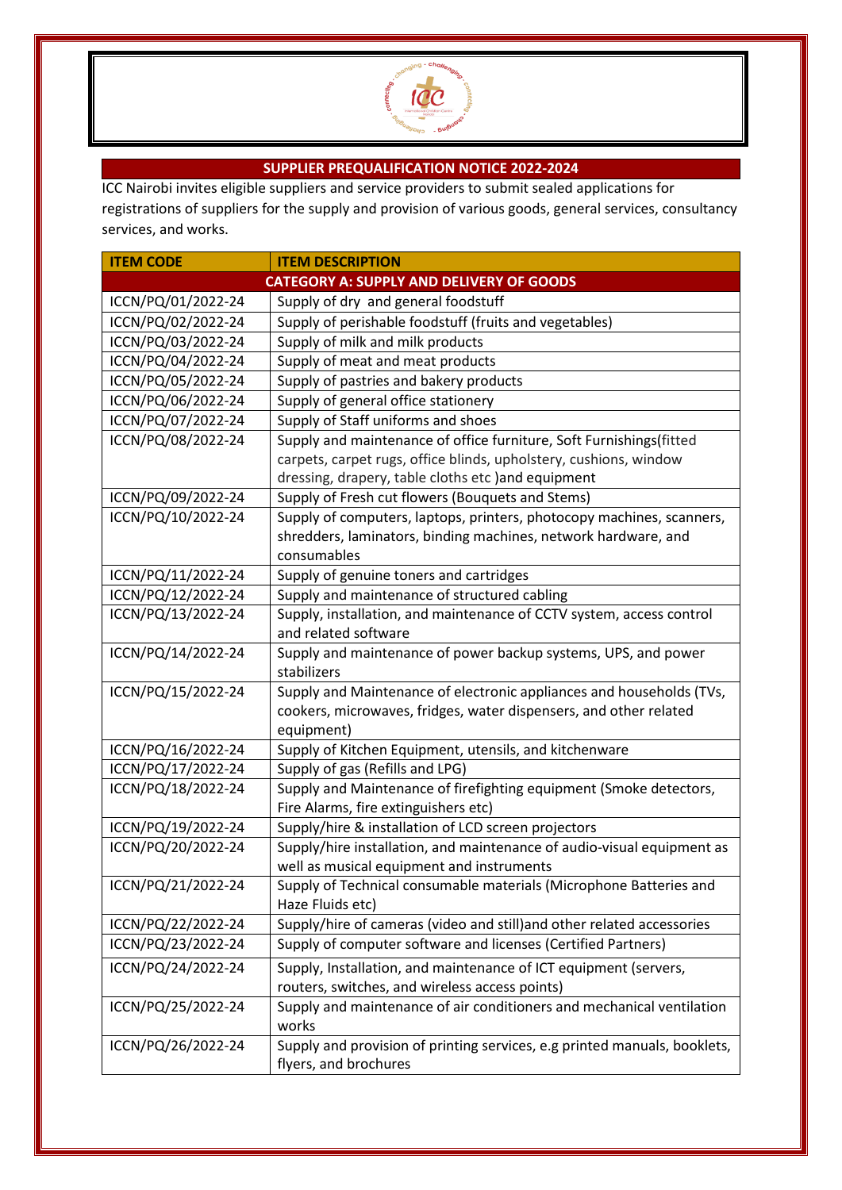## SUPPLIER PREQUALIFICATION NOTICE 2022-2024

ICC Nairobi invites eligible suppliers and service providers to submit sealed applications for registrations of suppliers for the supply and provision of various goods, general services, consultancy services, and works.

| ITEM CODE | ITEM DESCRIPTION |
|---|---|
| **CATEGORY A: SUPPLY AND DELIVERY OF GOODS** | |
| ICCN/PQ/01/2022-24 | Supply of dry and general foodstuff |
| ICCN/PQ/02/2022-24 | Supply of perishable foodstuff (fruits and vegetables) |
| ICCN/PQ/03/2022-24 | Supply of milk and milk products |
| ICCN/PQ/04/2022-24 | Supply of meat and meat products |
| ICCN/PQ/05/2022-24 | Supply of pastries and bakery products |
| ICCN/PQ/06/2022-24 | Supply of general office stationery |
| ICCN/PQ/07/2022-24 | Supply of Staff uniforms and shoes |
| ICCN/PQ/08/2022-24 | Supply and maintenance of office furniture, Soft Furnishings(fitted carpets, carpet rugs, office blinds, upholstery, cushions, window dressing, drapery, table cloths etc )and equipment |
| ICCN/PQ/09/2022-24 | Supply of Fresh cut flowers (Bouquets and Stems) |
| ICCN/PQ/10/2022-24 | Supply of computers, laptops, printers, photocopy machines, scanners, shredders, laminators, binding machines, network hardware, and consumables |
| ICCN/PQ/11/2022-24 | Supply of genuine toners and cartridges |
| ICCN/PQ/12/2022-24 | Supply and maintenance of structured cabling |
| ICCN/PQ/13/2022-24 | Supply, installation, and maintenance of CCTV system, access control and related software |
| ICCN/PQ/14/2022-24 | Supply and maintenance of power backup systems, UPS, and power stabilizers |
| ICCN/PQ/15/2022-24 | Supply and Maintenance of electronic appliances and households (TVs, cookers, microwaves, fridges, water dispensers, and other related equipment) |
| ICCN/PQ/16/2022-24 | Supply of Kitchen Equipment, utensils, and kitchenware |
| ICCN/PQ/17/2022-24 | Supply of gas (Refills and LPG) |
| ICCN/PQ/18/2022-24 | Supply and Maintenance of firefighting equipment (Smoke detectors, Fire Alarms, fire extinguishers etc) |
| ICCN/PQ/19/2022-24 | Supply/hire & installation of LCD screen projectors |
| ICCN/PQ/20/2022-24 | Supply/hire installation, and maintenance of audio-visual equipment as well as musical equipment and instruments |
| ICCN/PQ/21/2022-24 | Supply of Technical consumable materials (Microphone Batteries and Haze Fluids etc) |
| ICCN/PQ/22/2022-24 | Supply/hire of cameras (video and still)and other related accessories |
| ICCN/PQ/23/2022-24 | Supply of computer software and licenses (Certified Partners) |
| ICCN/PQ/24/2022-24 | Supply, Installation, and maintenance of ICT equipment (servers, routers, switches, and wireless access points) |
| ICCN/PQ/25/2022-24 | Supply and maintenance of air conditioners and mechanical ventilation works |
| ICCN/PQ/26/2022-24 | Supply and provision of printing services, e.g printed manuals, booklets, flyers, and brochures |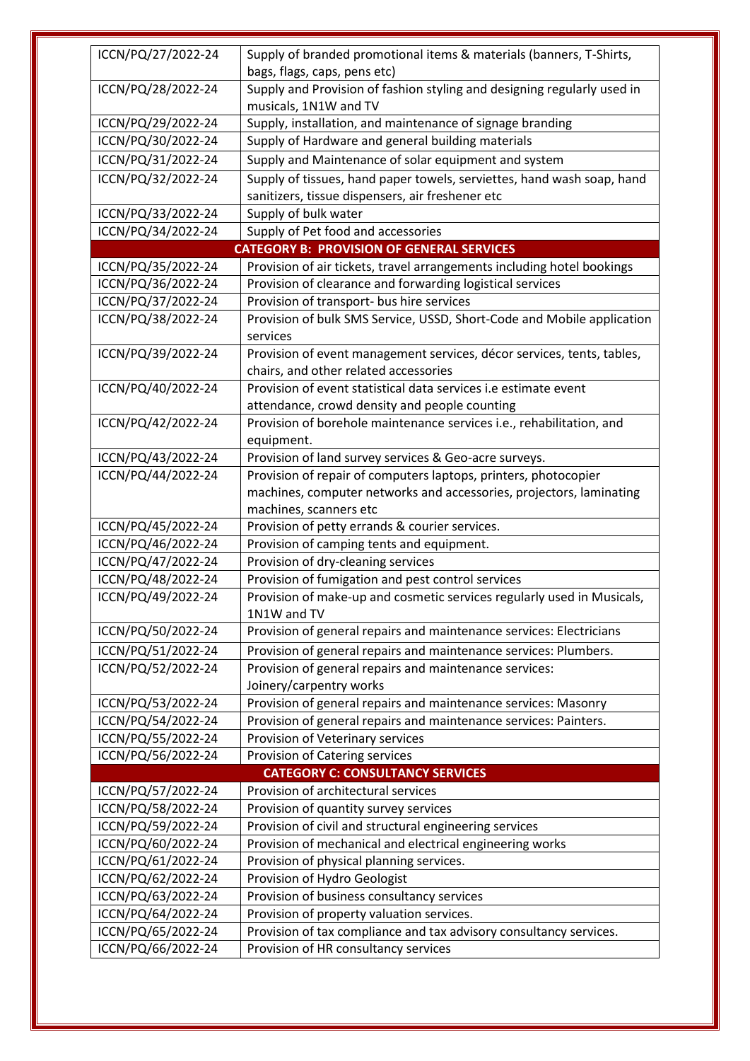| | |
|---|---|
| ICCN/PQ/27/2022-24 | Supply of branded promotional items & materials (banners, T-Shirts, bags, flags, caps, pens etc) |
| ICCN/PQ/28/2022-24 | Supply and Provision of fashion styling and designing regularly used in musicals, 1N1W and TV |
| ICCN/PQ/29/2022-24 | Supply, installation, and maintenance of signage branding |
| ICCN/PQ/30/2022-24 | Supply of Hardware and general building materials |
| ICCN/PQ/31/2022-24 | Supply and Maintenance of solar equipment and system |
| ICCN/PQ/32/2022-24 | Supply of tissues, hand paper towels, serviettes, hand wash soap, hand sanitizers, tissue dispensers, air freshener etc |
| ICCN/PQ/33/2022-24 | Supply of bulk water |
| ICCN/PQ/34/2022-24 | Supply of Pet food and accessories |
| **CATEGORY B: PROVISION OF GENERAL SERVICES** | |
| ICCN/PQ/35/2022-24 | Provision of air tickets, travel arrangements including hotel bookings |
| ICCN/PQ/36/2022-24 | Provision of clearance and forwarding logistical services |
| ICCN/PQ/37/2022-24 | Provision of transport- bus hire services |
| ICCN/PQ/38/2022-24 | Provision of bulk SMS Service, USSD, Short-Code and Mobile application services |
| ICCN/PQ/39/2022-24 | Provision of event management services, décor services, tents, tables, chairs, and other related accessories |
| ICCN/PQ/40/2022-24 | Provision of event statistical data services i.e estimate event attendance, crowd density and people counting |
| ICCN/PQ/42/2022-24 | Provision of borehole maintenance services i.e., rehabilitation, and equipment. |
| ICCN/PQ/43/2022-24 | Provision of land survey services & Geo-acre surveys. |
| ICCN/PQ/44/2022-24 | Provision of repair of computers laptops, printers, photocopier machines, computer networks and accessories, projectors, laminating machines, scanners etc |
| ICCN/PQ/45/2022-24 | Provision of petty errands & courier services. |
| ICCN/PQ/46/2022-24 | Provision of camping tents and equipment. |
| ICCN/PQ/47/2022-24 | Provision of dry-cleaning services |
| ICCN/PQ/48/2022-24 | Provision of fumigation and pest control services |
| ICCN/PQ/49/2022-24 | Provision of make-up and cosmetic services regularly used in Musicals, 1N1W and TV |
| ICCN/PQ/50/2022-24 | Provision of general repairs and maintenance services: Electricians |
| ICCN/PQ/51/2022-24 | Provision of general repairs and maintenance services: Plumbers. |
| ICCN/PQ/52/2022-24 | Provision of general repairs and maintenance services: Joinery/carpentry works |
| ICCN/PQ/53/2022-24 | Provision of general repairs and maintenance services: Masonry |
| ICCN/PQ/54/2022-24 | Provision of general repairs and maintenance services: Painters. |
| ICCN/PQ/55/2022-24 | Provision of Veterinary services |
| ICCN/PQ/56/2022-24 | Provision of Catering services |
| **CATEGORY C: CONSULTANCY SERVICES** | |
| ICCN/PQ/57/2022-24 | Provision of architectural services |
| ICCN/PQ/58/2022-24 | Provision of quantity survey services |
| ICCN/PQ/59/2022-24 | Provision of civil and structural engineering services |
| ICCN/PQ/60/2022-24 | Provision of mechanical and electrical engineering works |
| ICCN/PQ/61/2022-24 | Provision of physical planning services. |
| ICCN/PQ/62/2022-24 | Provision of Hydro Geologist |
| ICCN/PQ/63/2022-24 | Provision of business consultancy services |
| ICCN/PQ/64/2022-24 | Provision of property valuation services. |
| ICCN/PQ/65/2022-24 | Provision of tax compliance and tax advisory consultancy services. |
| ICCN/PQ/66/2022-24 | Provision of HR consultancy services |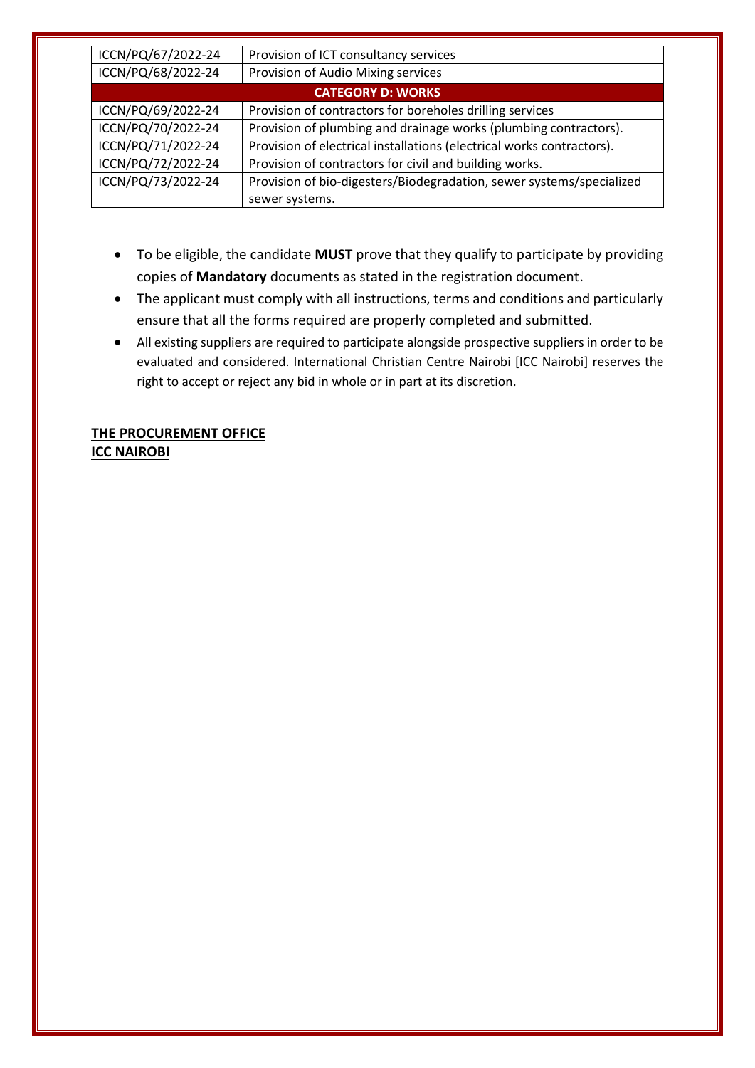| | |
|---|---|
| ICCN/PQ/67/2022-24 | Provision of ICT consultancy services |
| ICCN/PQ/68/2022-24 | Provision of Audio Mixing services |
| **CATEGORY D: WORKS** | |
| ICCN/PQ/69/2022-24 | Provision of contractors for boreholes drilling services |
| ICCN/PQ/70/2022-24 | Provision of plumbing and drainage works (plumbing contractors). |
| ICCN/PQ/71/2022-24 | Provision of electrical installations (electrical works contractors). |
| ICCN/PQ/72/2022-24 | Provision of contractors for civil and building works. |
| ICCN/PQ/73/2022-24 | Provision of bio-digesters/Biodegradation, sewer systems/specialized sewer systems. |

- To be eligible, the candidate **MUST** prove that they qualify to participate by providing copies of **Mandatory** documents as stated in the registration document.
- The applicant must comply with all instructions, terms and conditions and particularly ensure that all the forms required are properly completed and submitted.
- All existing suppliers are required to participate alongside prospective suppliers in order to be evaluated and considered. International Christian Centre Nairobi [ICC Nairobi] reserves the right to accept or reject any bid in whole or in part at its discretion.

**THE PROCUREMENT OFFICE**
**ICC NAIROBI**